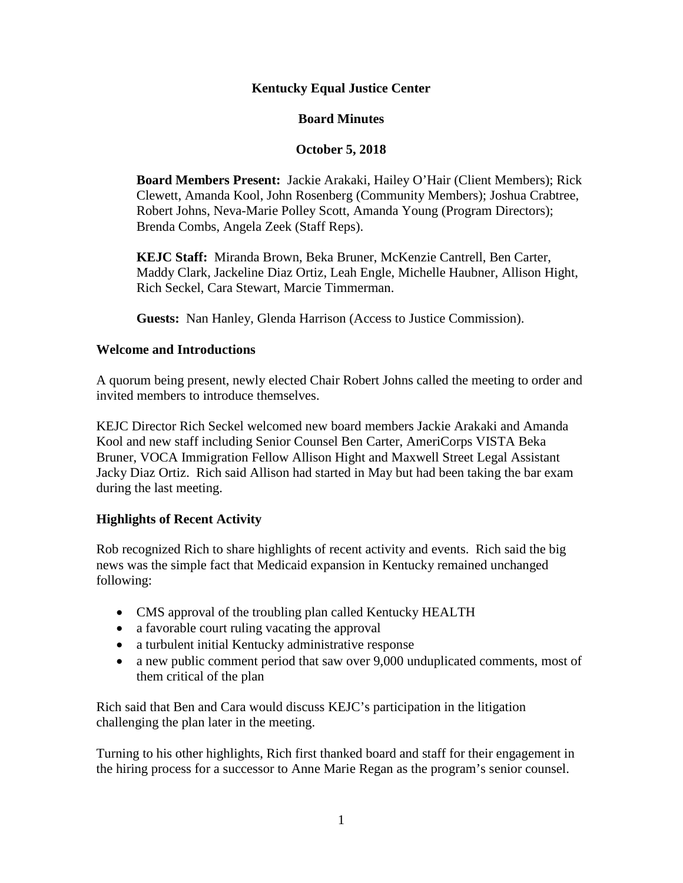**Kentucky Equal Justice Center**

**Board Minutes**

**October 5, 2018**

**Board Members Present:** Jackie Arakaki, Hailey O'Hair (Client Members); Rick Clewett, Amanda Kool, John Rosenberg (Community Members); Joshua Crabtree, Robert Johns, Neva-Marie Polley Scott, Amanda Young (Program Directors); Brenda Combs, Angela Zeek (Staff Reps).

**KEJC Staff:** Miranda Brown, Beka Bruner, McKenzie Cantrell, Ben Carter, Maddy Clark, Jackeline Diaz Ortiz, Leah Engle, Michelle Haubner, Allison Hight, Rich Seckel, Cara Stewart, Marcie Timmerman.

**Guests:** Nan Hanley, Glenda Harrison (Access to Justice Commission).

### Welcome and Introductions

A quorum being present, newly elected Chair Robert Johns called the meeting to order and invited members to introduce themselves.

KEJC Director Rich Seckel welcomed new board members Jackie Arakaki and Amanda Kool and new staff including Senior Counsel Ben Carter, AmeriCorps VISTA Beka Bruner, VOCA Immigration Fellow Allison Hight and Maxwell Street Legal Assistant Jacky Diaz Ortiz. Rich said Allison had started in May but had been taking the bar exam during the last meeting.

### Highlights of Recent Activity

Rob recognized Rich to share highlights of recent activity and events. Rich said the big news was the simple fact that Medicaid expansion in Kentucky remained unchanged following:

- CMS approval of the troubling plan called Kentucky HEALTH
- a favorable court ruling vacating the approval
- a turbulent initial Kentucky administrative response
- a new public comment period that saw over 9,000 unduplicated comments, most of them critical of the plan

Rich said that Ben and Cara would discuss KEJC's participation in the litigation challenging the plan later in the meeting.

Turning to his other highlights, Rich first thanked board and staff for their engagement in the hiring process for a successor to Anne Marie Regan as the program's senior counsel.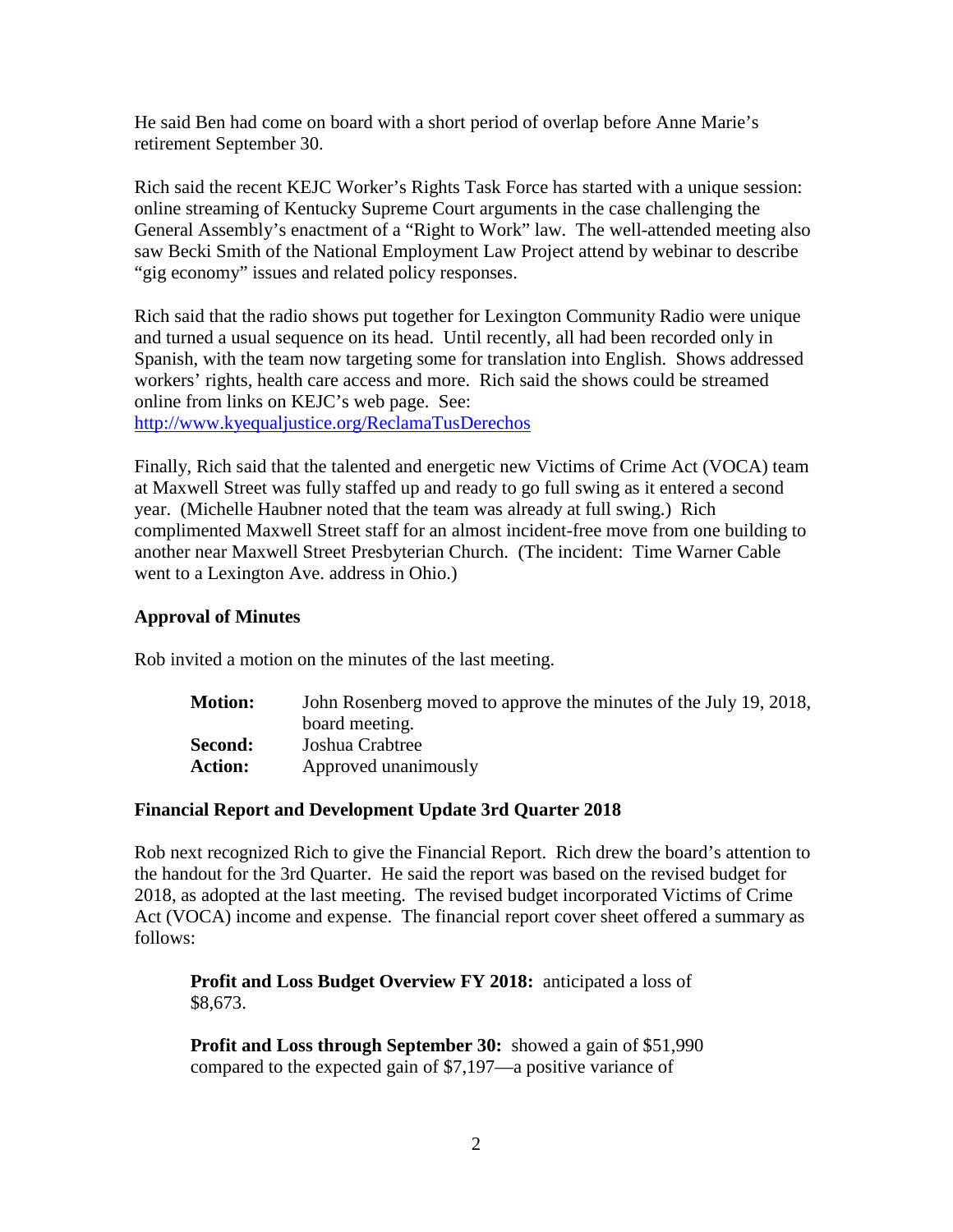He said Ben had come on board with a short period of overlap before Anne Marie's retirement September 30.

Rich said the recent KEJC Worker's Rights Task Force has started with a unique session: online streaming of Kentucky Supreme Court arguments in the case challenging the General Assembly's enactment of a "Right to Work" law. The well-attended meeting also saw Becki Smith of the National Employment Law Project attend by webinar to describe "gig economy" issues and related policy responses.

Rich said that the radio shows put together for Lexington Community Radio were unique and turned a usual sequence on its head. Until recently, all had been recorded only in Spanish, with the team now targeting some for translation into English. Shows addressed workers' rights, health care access and more. Rich said the shows could be streamed online from links on KEJC's web page. See: http://www.kyequaljustice.org/ReclamaTusDerechos

Finally, Rich said that the talented and energetic new Victims of Crime Act (VOCA) team at Maxwell Street was fully staffed up and ready to go full swing as it entered a second year. (Michelle Haubner noted that the team was already at full swing.) Rich complimented Maxwell Street staff for an almost incident-free move from one building to another near Maxwell Street Presbyterian Church. (The incident: Time Warner Cable went to a Lexington Ave. address in Ohio.)

**Approval of Minutes**

Rob invited a motion on the minutes of the last meeting.

| | |
|---|---|
| **Motion:** | John Rosenberg moved to approve the minutes of the July 19, 2018, board meeting. |
| **Second:** | Joshua Crabtree |
| **Action:** | Approved unanimously |

**Financial Report and Development Update 3rd Quarter 2018**

Rob next recognized Rich to give the Financial Report. Rich drew the board's attention to the handout for the 3rd Quarter. He said the report was based on the revised budget for 2018, as adopted at the last meeting. The revised budget incorporated Victims of Crime Act (VOCA) income and expense. The financial report cover sheet offered a summary as follows:

**Profit and Loss Budget Overview FY 2018:** anticipated a loss of $8,673.

**Profit and Loss through September 30:** showed a gain of $51,990 compared to the expected gain of $7,197—a positive variance of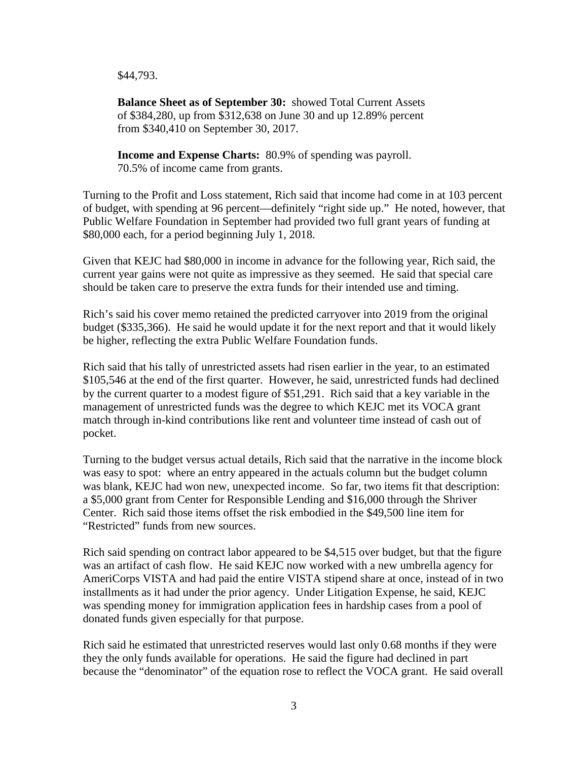$44,793.

**Balance Sheet as of September 30:** showed Total Current Assets of $384,280, up from $312,638 on June 30 and up 12.89% percent from $340,410 on September 30, 2017.

**Income and Expense Charts:** 80.9% of spending was payroll. 70.5% of income came from grants.

Turning to the Profit and Loss statement, Rich said that income had come in at 103 percent of budget, with spending at 96 percent—definitely "right side up." He noted, however, that Public Welfare Foundation in September had provided two full grant years of funding at $80,000 each, for a period beginning July 1, 2018.

Given that KEJC had $80,000 in income in advance for the following year, Rich said, the current year gains were not quite as impressive as they seemed. He said that special care should be taken care to preserve the extra funds for their intended use and timing.

Rich's said his cover memo retained the predicted carryover into 2019 from the original budget ($335,366). He said he would update it for the next report and that it would likely be higher, reflecting the extra Public Welfare Foundation funds.

Rich said that his tally of unrestricted assets had risen earlier in the year, to an estimated $105,546 at the end of the first quarter. However, he said, unrestricted funds had declined by the current quarter to a modest figure of $51,291. Rich said that a key variable in the management of unrestricted funds was the degree to which KEJC met its VOCA grant match through in-kind contributions like rent and volunteer time instead of cash out of pocket.

Turning to the budget versus actual details, Rich said that the narrative in the income block was easy to spot: where an entry appeared in the actuals column but the budget column was blank, KEJC had won new, unexpected income. So far, two items fit that description: a $5,000 grant from Center for Responsible Lending and $16,000 through the Shriver Center. Rich said those items offset the risk embodied in the $49,500 line item for "Restricted" funds from new sources.

Rich said spending on contract labor appeared to be $4,515 over budget, but that the figure was an artifact of cash flow. He said KEJC now worked with a new umbrella agency for AmeriCorps VISTA and had paid the entire VISTA stipend share at once, instead of in two installments as it had under the prior agency. Under Litigation Expense, he said, KEJC was spending money for immigration application fees in hardship cases from a pool of donated funds given especially for that purpose.

Rich said he estimated that unrestricted reserves would last only 0.68 months if they were they the only funds available for operations. He said the figure had declined in part because the "denominator" of the equation rose to reflect the VOCA grant. He said overall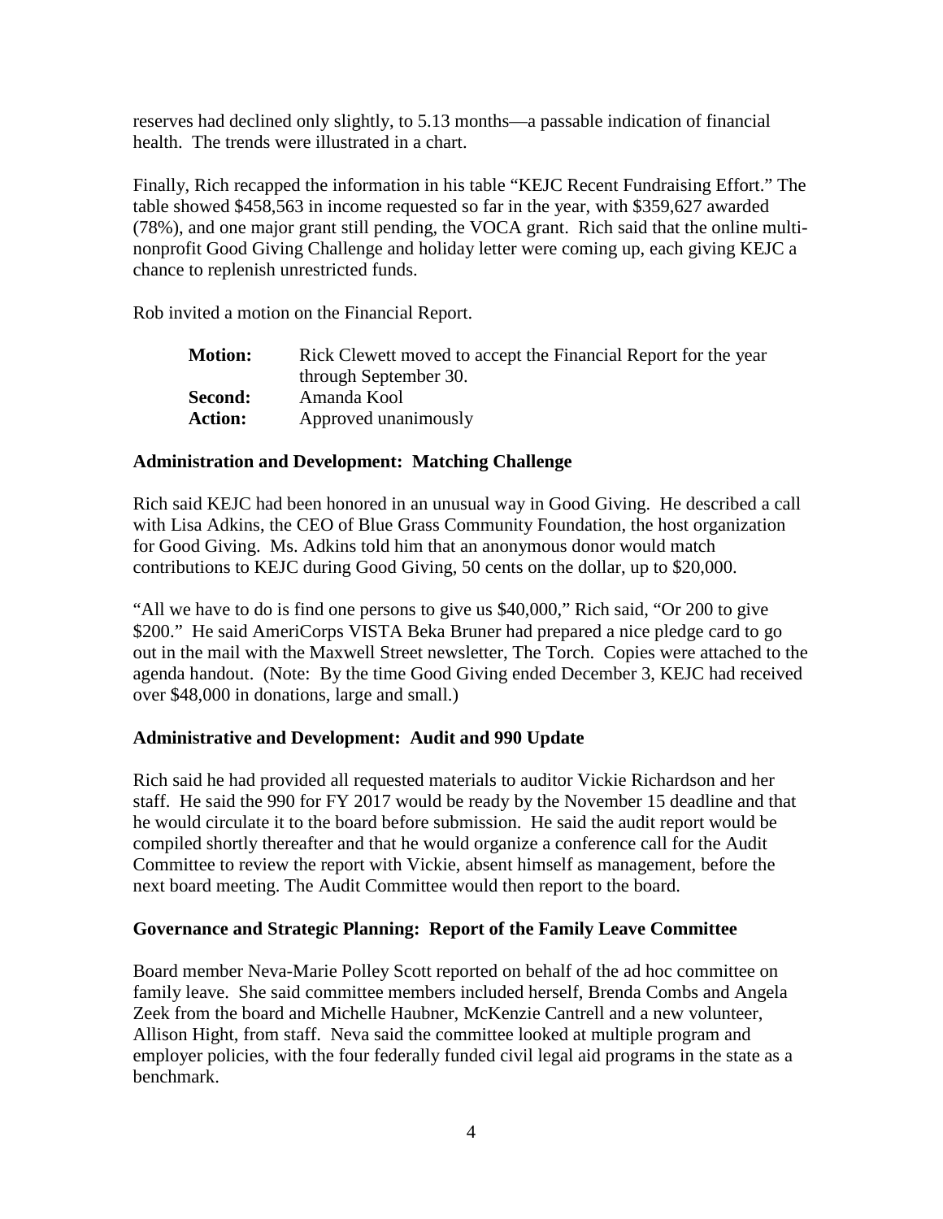reserves had declined only slightly, to 5.13 months—a passable indication of financial health. The trends were illustrated in a chart.

Finally, Rich recapped the information in his table "KEJC Recent Fundraising Effort." The table showed $458,563 in income requested so far in the year, with $359,627 awarded (78%), and one major grant still pending, the VOCA grant. Rich said that the online multi-nonprofit Good Giving Challenge and holiday letter were coming up, each giving KEJC a chance to replenish unrestricted funds.

Rob invited a motion on the Financial Report.

| | |
|---|---|
| **Motion:** | Rick Clewett moved to accept the Financial Report for the year through September 30. |
| **Second:** | Amanda Kool |
| **Action:** | Approved unanimously |

**Administration and Development: Matching Challenge**

Rich said KEJC had been honored in an unusual way in Good Giving. He described a call with Lisa Adkins, the CEO of Blue Grass Community Foundation, the host organization for Good Giving. Ms. Adkins told him that an anonymous donor would match contributions to KEJC during Good Giving, 50 cents on the dollar, up to $20,000.

"All we have to do is find one persons to give us $40,000," Rich said, "Or 200 to give $200." He said AmeriCorps VISTA Beka Bruner had prepared a nice pledge card to go out in the mail with the Maxwell Street newsletter, The Torch. Copies were attached to the agenda handout. (Note: By the time Good Giving ended December 3, KEJC had received over $48,000 in donations, large and small.)

**Administrative and Development: Audit and 990 Update**

Rich said he had provided all requested materials to auditor Vickie Richardson and her staff. He said the 990 for FY 2017 would be ready by the November 15 deadline and that he would circulate it to the board before submission. He said the audit report would be compiled shortly thereafter and that he would organize a conference call for the Audit Committee to review the report with Vickie, absent himself as management, before the next board meeting. The Audit Committee would then report to the board.

**Governance and Strategic Planning: Report of the Family Leave Committee**

Board member Neva-Marie Polley Scott reported on behalf of the ad hoc committee on family leave. She said committee members included herself, Brenda Combs and Angela Zeek from the board and Michelle Haubner, McKenzie Cantrell and a new volunteer, Allison Hight, from staff. Neva said the committee looked at multiple program and employer policies, with the four federally funded civil legal aid programs in the state as a benchmark.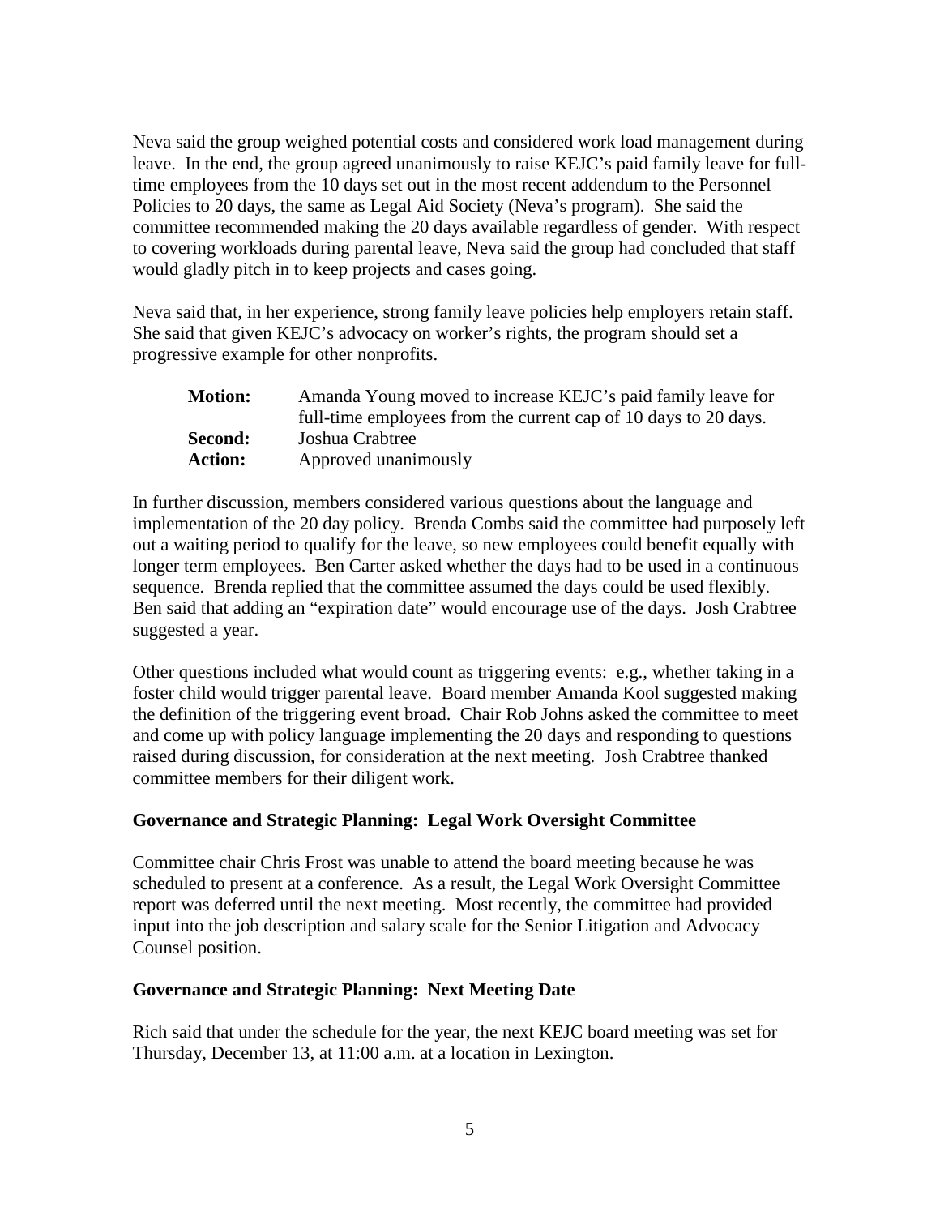Neva said the group weighed potential costs and considered work load management during leave. In the end, the group agreed unanimously to raise KEJC's paid family leave for full-time employees from the 10 days set out in the most recent addendum to the Personnel Policies to 20 days, the same as Legal Aid Society (Neva's program). She said the committee recommended making the 20 days available regardless of gender. With respect to covering workloads during parental leave, Neva said the group had concluded that staff would gladly pitch in to keep projects and cases going.

Neva said that, in her experience, strong family leave policies help employers retain staff. She said that given KEJC's advocacy on worker's rights, the program should set a progressive example for other nonprofits.

| | |
|---|---|
| **Motion:** | Amanda Young moved to increase KEJC's paid family leave for full-time employees from the current cap of 10 days to 20 days. |
| **Second:** | Joshua Crabtree |
| **Action:** | Approved unanimously |

In further discussion, members considered various questions about the language and implementation of the 20 day policy. Brenda Combs said the committee had purposely left out a waiting period to qualify for the leave, so new employees could benefit equally with longer term employees. Ben Carter asked whether the days had to be used in a continuous sequence. Brenda replied that the committee assumed the days could be used flexibly. Ben said that adding an "expiration date" would encourage use of the days. Josh Crabtree suggested a year.

Other questions included what would count as triggering events: e.g., whether taking in a foster child would trigger parental leave. Board member Amanda Kool suggested making the definition of the triggering event broad. Chair Rob Johns asked the committee to meet and come up with policy language implementing the 20 days and responding to questions raised during discussion, for consideration at the next meeting. Josh Crabtree thanked committee members for their diligent work.

**Governance and Strategic Planning: Legal Work Oversight Committee**

Committee chair Chris Frost was unable to attend the board meeting because he was scheduled to present at a conference. As a result, the Legal Work Oversight Committee report was deferred until the next meeting. Most recently, the committee had provided input into the job description and salary scale for the Senior Litigation and Advocacy Counsel position.

**Governance and Strategic Planning: Next Meeting Date**

Rich said that under the schedule for the year, the next KEJC board meeting was set for Thursday, December 13, at 11:00 a.m. at a location in Lexington.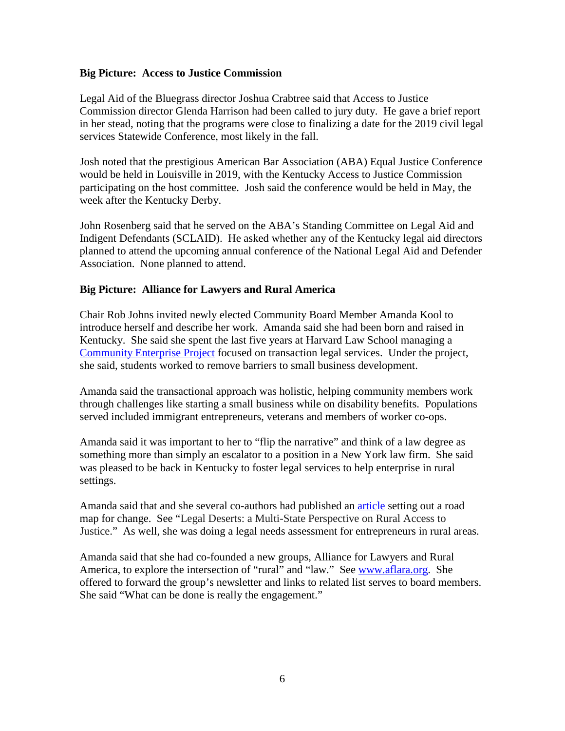**Big Picture: Access to Justice Commission**

Legal Aid of the Bluegrass director Joshua Crabtree said that Access to Justice Commission director Glenda Harrison had been called to jury duty. He gave a brief report in her stead, noting that the programs were close to finalizing a date for the 2019 civil legal services Statewide Conference, most likely in the fall.

Josh noted that the prestigious American Bar Association (ABA) Equal Justice Conference would be held in Louisville in 2019, with the Kentucky Access to Justice Commission participating on the host committee. Josh said the conference would be held in May, the week after the Kentucky Derby.

John Rosenberg said that he served on the ABA's Standing Committee on Legal Aid and Indigent Defendants (SCLAID). He asked whether any of the Kentucky legal aid directors planned to attend the upcoming annual conference of the National Legal Aid and Defender Association. None planned to attend.

**Big Picture: Alliance for Lawyers and Rural America**

Chair Rob Johns invited newly elected Community Board Member Amanda Kool to introduce herself and describe her work. Amanda said she had been born and raised in Kentucky. She said she spent the last five years at Harvard Law School managing a Community Enterprise Project focused on transaction legal services. Under the project, she said, students worked to remove barriers to small business development.

Amanda said the transactional approach was holistic, helping community members work through challenges like starting a small business while on disability benefits. Populations served included immigrant entrepreneurs, veterans and members of worker co-ops.

Amanda said it was important to her to "flip the narrative" and think of a law degree as something more than simply an escalator to a position in a New York law firm. She said was pleased to be back in Kentucky to foster legal services to help enterprise in rural settings.

Amanda said that and she several co-authors had published an article setting out a road map for change. See "Legal Deserts: a Multi-State Perspective on Rural Access to Justice." As well, she was doing a legal needs assessment for entrepreneurs in rural areas.

Amanda said that she had co-founded a new groups, Alliance for Lawyers and Rural America, to explore the intersection of "rural" and "law." See www.aflara.org. She offered to forward the group's newsletter and links to related list serves to board members. She said "What can be done is really the engagement."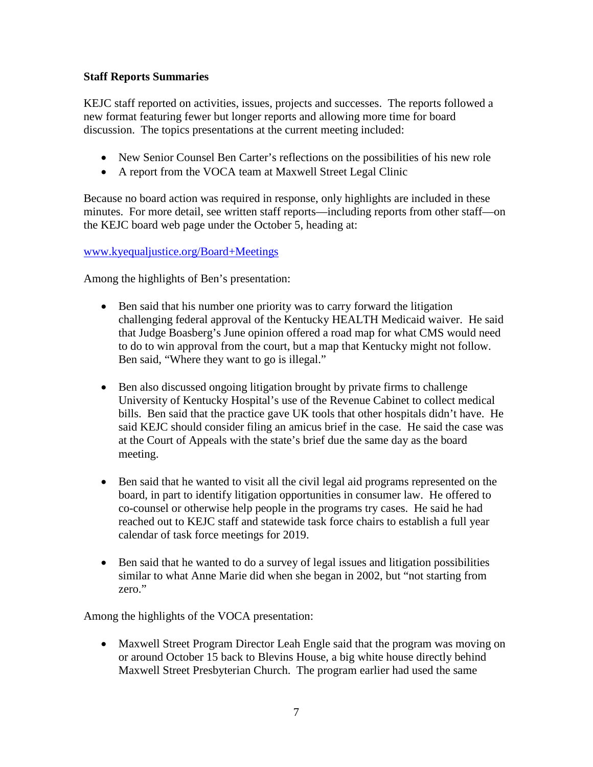**Staff Reports Summaries**

KEJC staff reported on activities, issues, projects and successes. The reports followed a new format featuring fewer but longer reports and allowing more time for board discussion. The topics presentations at the current meeting included:

- New Senior Counsel Ben Carter's reflections on the possibilities of his new role
- A report from the VOCA team at Maxwell Street Legal Clinic

Because no board action was required in response, only highlights are included in these minutes. For more detail, see written staff reports—including reports from other staff—on the KEJC board web page under the October 5, heading at:

[www.kyequaljustice.org/Board+Meetings](www.kyequaljustice.org/Board+Meetings)

Among the highlights of Ben's presentation:

- Ben said that his number one priority was to carry forward the litigation challenging federal approval of the Kentucky HEALTH Medicaid waiver. He said that Judge Boasberg's June opinion offered a road map for what CMS would need to do to win approval from the court, but a map that Kentucky might not follow. Ben said, "Where they want to go is illegal."

- Ben also discussed ongoing litigation brought by private firms to challenge University of Kentucky Hospital's use of the Revenue Cabinet to collect medical bills. Ben said that the practice gave UK tools that other hospitals didn't have. He said KEJC should consider filing an amicus brief in the case. He said the case was at the Court of Appeals with the state's brief due the same day as the board meeting.

- Ben said that he wanted to visit all the civil legal aid programs represented on the board, in part to identify litigation opportunities in consumer law. He offered to co-counsel or otherwise help people in the programs try cases. He said he had reached out to KEJC staff and statewide task force chairs to establish a full year calendar of task force meetings for 2019.

- Ben said that he wanted to do a survey of legal issues and litigation possibilities similar to what Anne Marie did when she began in 2002, but "not starting from zero."

Among the highlights of the VOCA presentation:

- Maxwell Street Program Director Leah Engle said that the program was moving on or around October 15 back to Blevins House, a big white house directly behind Maxwell Street Presbyterian Church. The program earlier had used the same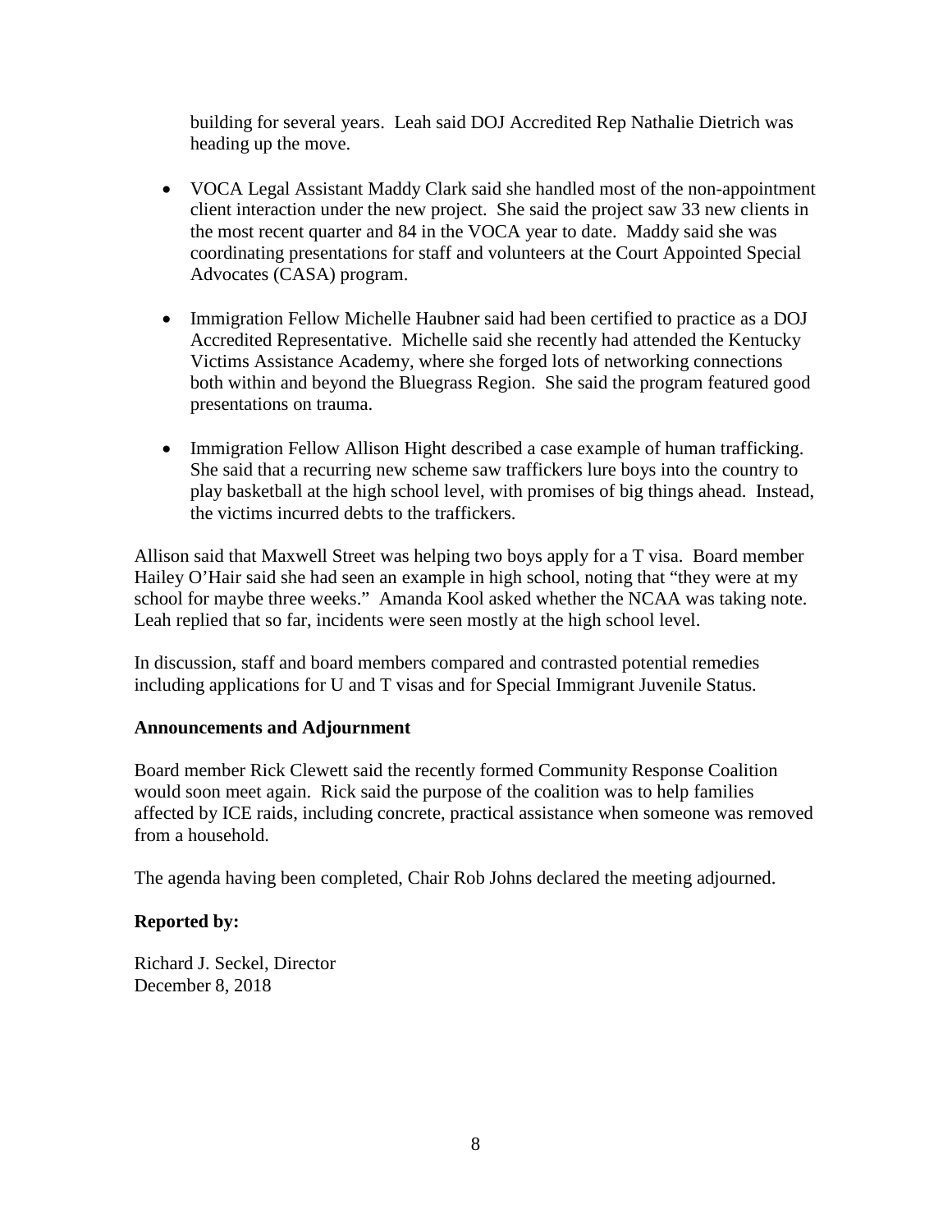building for several years. Leah said DOJ Accredited Rep Nathalie Dietrich was heading up the move.

- VOCA Legal Assistant Maddy Clark said she handled most of the non-appointment client interaction under the new project. She said the project saw 33 new clients in the most recent quarter and 84 in the VOCA year to date. Maddy said she was coordinating presentations for staff and volunteers at the Court Appointed Special Advocates (CASA) program.

- Immigration Fellow Michelle Haubner said had been certified to practice as a DOJ Accredited Representative. Michelle said she recently had attended the Kentucky Victims Assistance Academy, where she forged lots of networking connections both within and beyond the Bluegrass Region. She said the program featured good presentations on trauma.

- Immigration Fellow Allison Hight described a case example of human trafficking. She said that a recurring new scheme saw traffickers lure boys into the country to play basketball at the high school level, with promises of big things ahead. Instead, the victims incurred debts to the traffickers.

Allison said that Maxwell Street was helping two boys apply for a T visa. Board member Hailey O'Hair said she had seen an example in high school, noting that "they were at my school for maybe three weeks." Amanda Kool asked whether the NCAA was taking note. Leah replied that so far, incidents were seen mostly at the high school level.

In discussion, staff and board members compared and contrasted potential remedies including applications for U and T visas and for Special Immigrant Juvenile Status.

**Announcements and Adjournment**

Board member Rick Clewett said the recently formed Community Response Coalition would soon meet again. Rick said the purpose of the coalition was to help families affected by ICE raids, including concrete, practical assistance when someone was removed from a household.

The agenda having been completed, Chair Rob Johns declared the meeting adjourned.

**Reported by:**

Richard J. Seckel, Director
December 8, 2018